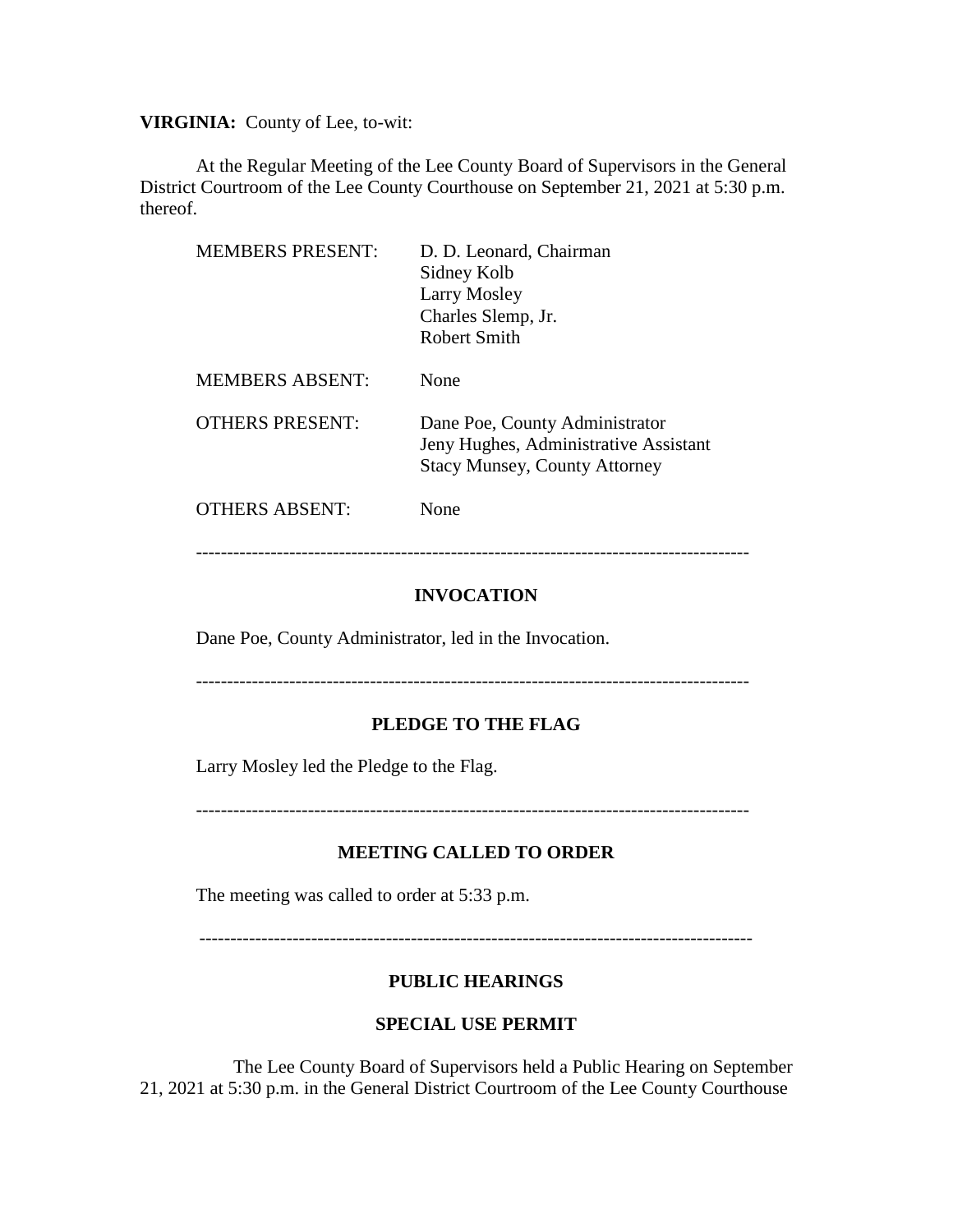**VIRGINIA:** County of Lee, to-wit:

At the Regular Meeting of the Lee County Board of Supervisors in the General District Courtroom of the Lee County Courthouse on September 21, 2021 at 5:30 p.m. thereof.

| | |
|---|---|
| MEMBERS PRESENT: | D. D. Leonard, Chairman<br>Sidney Kolb<br>Larry Mosley<br>Charles Slemp, Jr.<br>Robert Smith |
| MEMBERS ABSENT: | None |
| OTHERS PRESENT: | Dane Poe, County Administrator<br>Jeny Hughes, Administrative Assistant<br>Stacy Munsey, County Attorney |
| OTHERS ABSENT: | None |

---

## INVOCATION

Dane Poe, County Administrator, led in the Invocation.

---

## PLEDGE TO THE FLAG

Larry Mosley led the Pledge to the Flag.

---

## MEETING CALLED TO ORDER

The meeting was called to order at 5:33 p.m.

---

## PUBLIC HEARINGS

### SPECIAL USE PERMIT

The Lee County Board of Supervisors held a Public Hearing on September 21, 2021 at 5:30 p.m. in the General District Courtroom of the Lee County Courthouse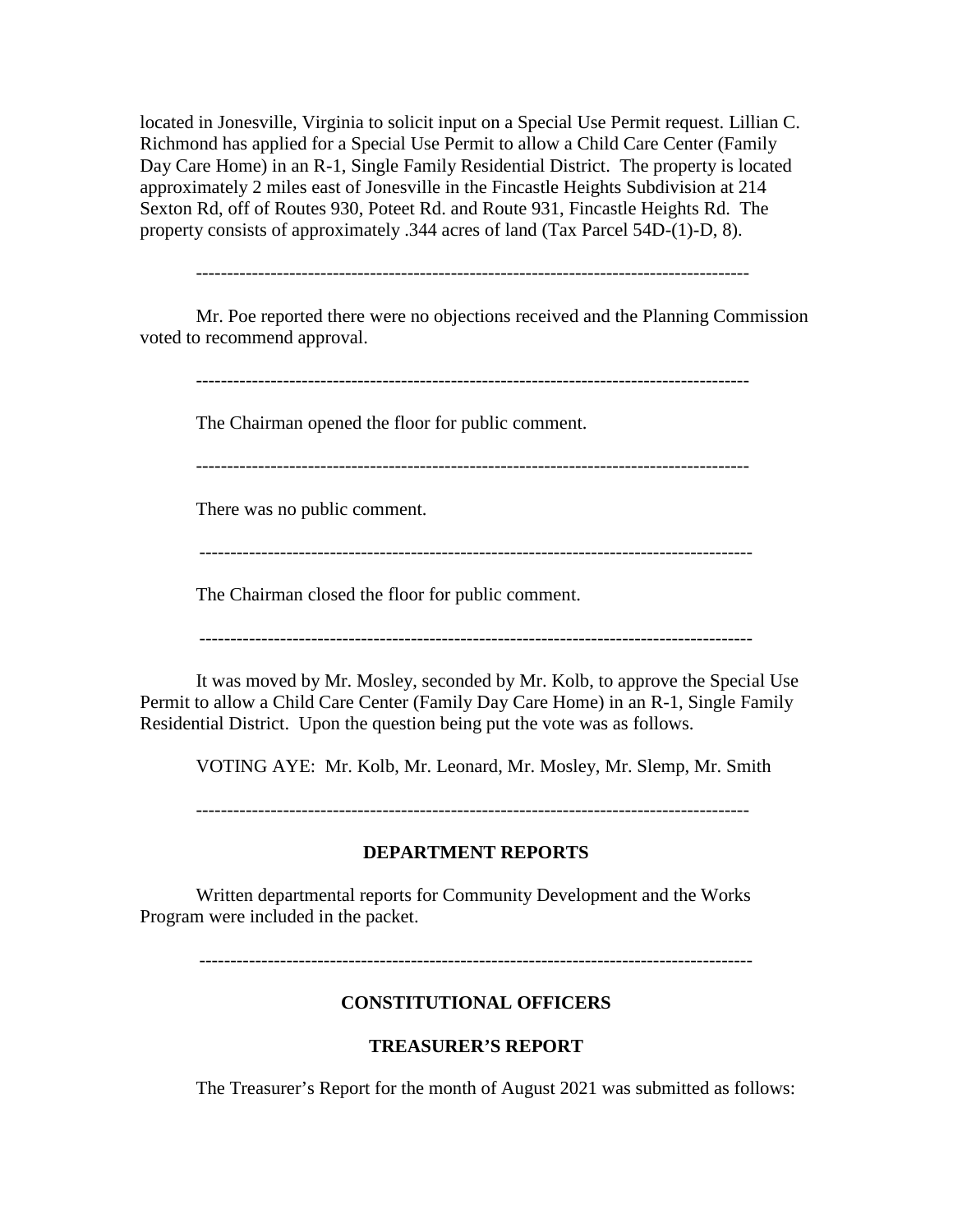located in Jonesville, Virginia to solicit input on a Special Use Permit request. Lillian C. Richmond has applied for a Special Use Permit to allow a Child Care Center (Family Day Care Home) in an R-1, Single Family Residential District. The property is located approximately 2 miles east of Jonesville in the Fincastle Heights Subdivision at 214 Sexton Rd, off of Routes 930, Poteet Rd. and Route 931, Fincastle Heights Rd. The property consists of approximately .344 acres of land (Tax Parcel 54D-(1)-D, 8).

---

Mr. Poe reported there were no objections received and the Planning Commission voted to recommend approval.

---

The Chairman opened the floor for public comment.

---

There was no public comment.

---

The Chairman closed the floor for public comment.

---

It was moved by Mr. Mosley, seconded by Mr. Kolb, to approve the Special Use Permit to allow a Child Care Center (Family Day Care Home) in an R-1, Single Family Residential District. Upon the question being put the vote was as follows.

VOTING AYE: Mr. Kolb, Mr. Leonard, Mr. Mosley, Mr. Slemp, Mr. Smith

---

**DEPARTMENT REPORTS**

Written departmental reports for Community Development and the Works Program were included in the packet.

---

**CONSTITUTIONAL OFFICERS**

**TREASURER'S REPORT**

The Treasurer's Report for the month of August 2021 was submitted as follows: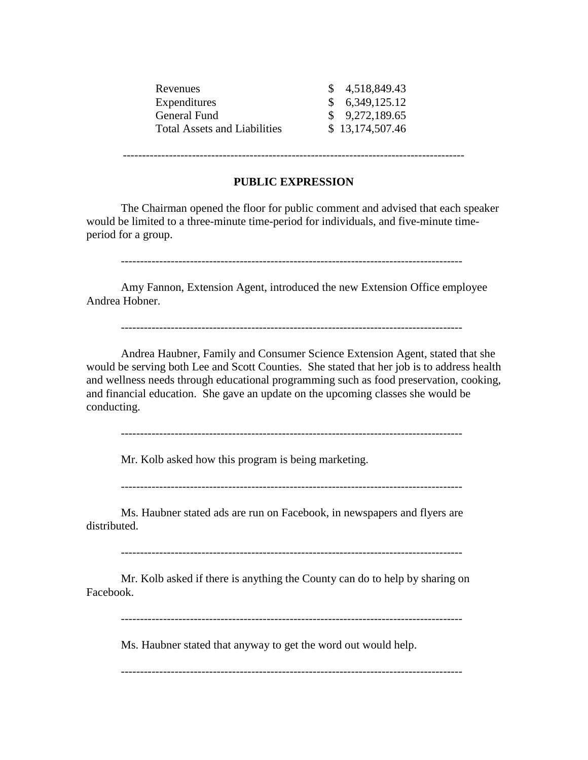| | |
|---|---|
| Revenues | $ 4,518,849.43 |
| Expenditures | $ 6,349,125.12 |
| General Fund | $ 9,272,189.65 |
| Total Assets and Liabilities | $ 13,174,507.46 |

---

## PUBLIC EXPRESSION

The Chairman opened the floor for public comment and advised that each speaker would be limited to a three-minute time-period for individuals, and five-minute time-period for a group.

---

Amy Fannon, Extension Agent, introduced the new Extension Office employee Andrea Hobner.

---

Andrea Haubner, Family and Consumer Science Extension Agent, stated that she would be serving both Lee and Scott Counties. She stated that her job is to address health and wellness needs through educational programming such as food preservation, cooking, and financial education. She gave an update on the upcoming classes she would be conducting.

---

Mr. Kolb asked how this program is being marketing.

---

Ms. Haubner stated ads are run on Facebook, in newspapers and flyers are distributed.

---

Mr. Kolb asked if there is anything the County can do to help by sharing on Facebook.

---

Ms. Haubner stated that anyway to get the word out would help.

---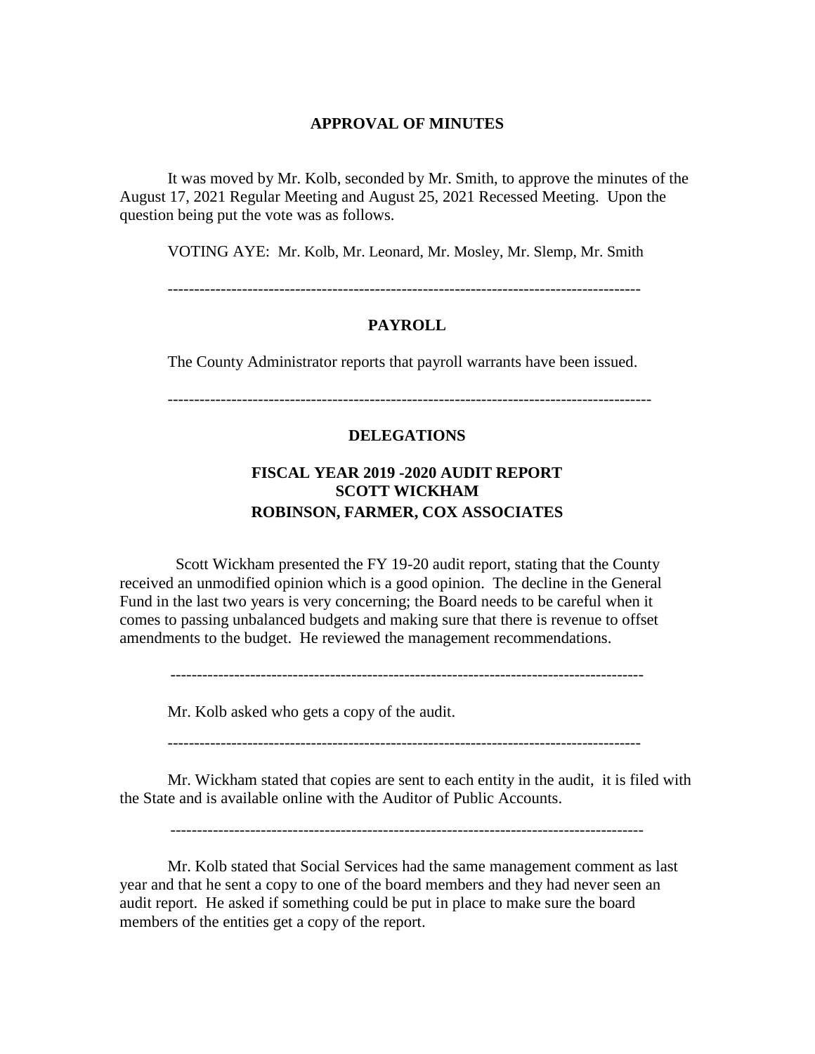## APPROVAL OF MINUTES

It was moved by Mr. Kolb, seconded by Mr. Smith, to approve the minutes of the August 17, 2021 Regular Meeting and August 25, 2021 Recessed Meeting. Upon the question being put the vote was as follows.

VOTING AYE: Mr. Kolb, Mr. Leonard, Mr. Mosley, Mr. Slemp, Mr. Smith

---

## PAYROLL

The County Administrator reports that payroll warrants have been issued.

---

## DELEGATIONS

### FISCAL YEAR 2019 -2020 AUDIT REPORT
### SCOTT WICKHAM
### ROBINSON, FARMER, COX ASSOCIATES

Scott Wickham presented the FY 19-20 audit report, stating that the County received an unmodified opinion which is a good opinion. The decline in the General Fund in the last two years is very concerning; the Board needs to be careful when it comes to passing unbalanced budgets and making sure that there is revenue to offset amendments to the budget. He reviewed the management recommendations.

---

Mr. Kolb asked who gets a copy of the audit.

---

Mr. Wickham stated that copies are sent to each entity in the audit, it is filed with the State and is available online with the Auditor of Public Accounts.

---

Mr. Kolb stated that Social Services had the same management comment as last year and that he sent a copy to one of the board members and they had never seen an audit report. He asked if something could be put in place to make sure the board members of the entities get a copy of the report.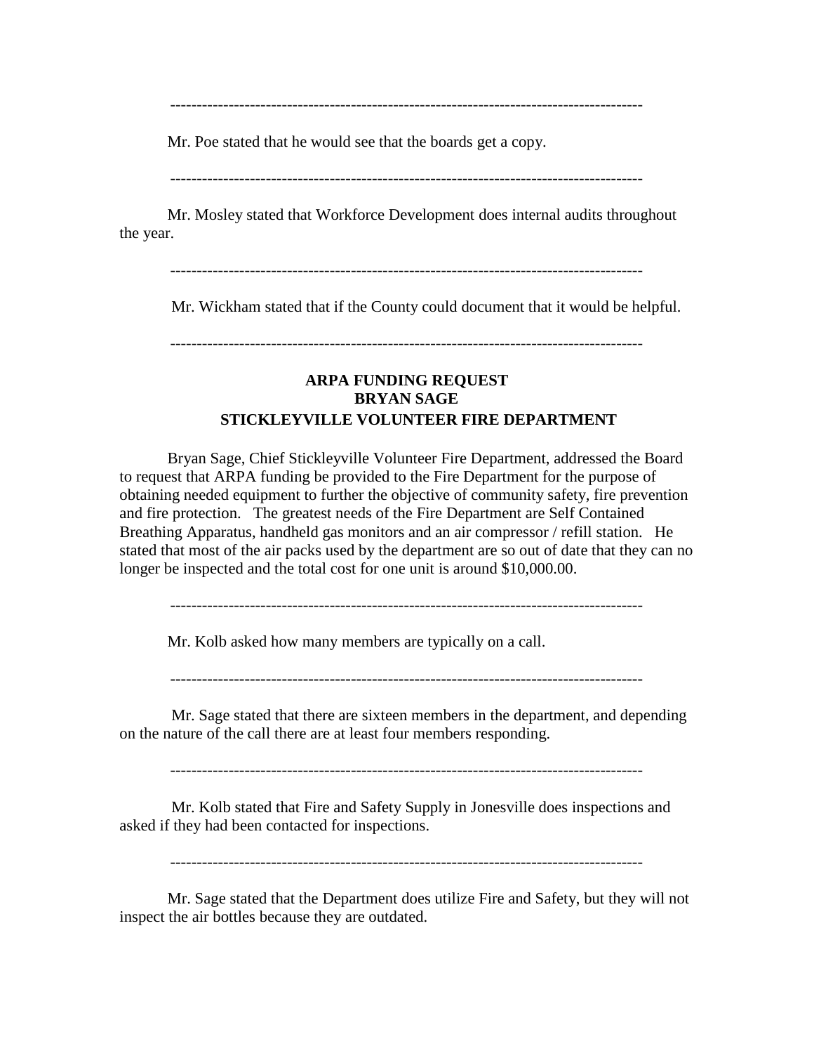-----------------------------------------------------------------------------------------

Mr. Poe stated that he would see that the boards get a copy.

-----------------------------------------------------------------------------------------

Mr. Mosley stated that Workforce Development does internal audits throughout the year.

-----------------------------------------------------------------------------------------

Mr. Wickham stated that if the County could document that it would be helpful.

-----------------------------------------------------------------------------------------

**ARPA FUNDING REQUEST**
**BRYAN SAGE**
**STICKLEYVILLE VOLUNTEER FIRE DEPARTMENT**

Bryan Sage, Chief Stickleyville Volunteer Fire Department, addressed the Board to request that ARPA funding be provided to the Fire Department for the purpose of obtaining needed equipment to further the objective of community safety, fire prevention and fire protection. The greatest needs of the Fire Department are Self Contained Breathing Apparatus, handheld gas monitors and an air compressor / refill station. He stated that most of the air packs used by the department are so out of date that they can no longer be inspected and the total cost for one unit is around $10,000.00.

-----------------------------------------------------------------------------------------

Mr. Kolb asked how many members are typically on a call.

-----------------------------------------------------------------------------------------

Mr. Sage stated that there are sixteen members in the department, and depending on the nature of the call there are at least four members responding.

-----------------------------------------------------------------------------------------

Mr. Kolb stated that Fire and Safety Supply in Jonesville does inspections and asked if they had been contacted for inspections.

-----------------------------------------------------------------------------------------

Mr. Sage stated that the Department does utilize Fire and Safety, but they will not inspect the air bottles because they are outdated.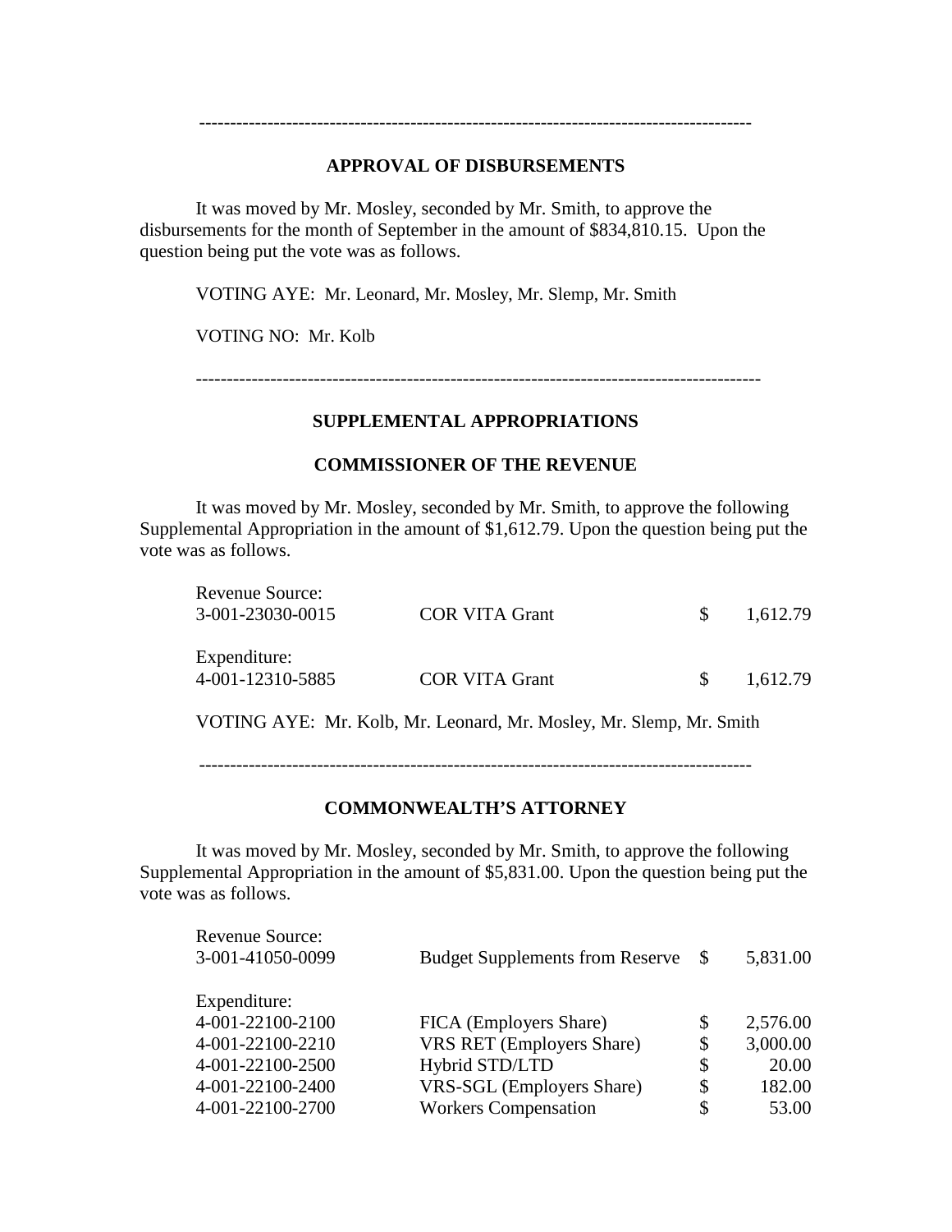---

## APPROVAL OF DISBURSEMENTS

It was moved by Mr. Mosley, seconded by Mr. Smith, to approve the disbursements for the month of September in the amount of $834,810.15. Upon the question being put the vote was as follows.

VOTING AYE: Mr. Leonard, Mr. Mosley, Mr. Slemp, Mr. Smith

VOTING NO: Mr. Kolb

---

## SUPPLEMENTAL APPROPRIATIONS

### COMMISSIONER OF THE REVENUE

It was moved by Mr. Mosley, seconded by Mr. Smith, to approve the following Supplemental Appropriation in the amount of $1,612.79. Upon the question being put the vote was as follows.

| | | | |
|---|---|---|---|
| Revenue Source: | | | |
| 3-001-23030-0015 | COR VITA Grant | $ | 1,612.79 |
| Expenditure: | | | |
| 4-001-12310-5885 | COR VITA Grant | $ | 1,612.79 |

VOTING AYE: Mr. Kolb, Mr. Leonard, Mr. Mosley, Mr. Slemp, Mr. Smith

---

### COMMONWEALTH'S ATTORNEY

It was moved by Mr. Mosley, seconded by Mr. Smith, to approve the following Supplemental Appropriation in the amount of $5,831.00. Upon the question being put the vote was as follows.

| | | | |
|---|---|---|---|
| Revenue Source: | | | |
| 3-001-41050-0099 | Budget Supplements from Reserve | $ | 5,831.00 |
| Expenditure: | | | |
| 4-001-22100-2100 | FICA (Employers Share) | $ | 2,576.00 |
| 4-001-22100-2210 | VRS RET (Employers Share) | $ | 3,000.00 |
| 4-001-22100-2500 | Hybrid STD/LTD | $ | 20.00 |
| 4-001-22100-2400 | VRS-SGL (Employers Share) | $ | 182.00 |
| 4-001-22100-2700 | Workers Compensation | $ | 53.00 |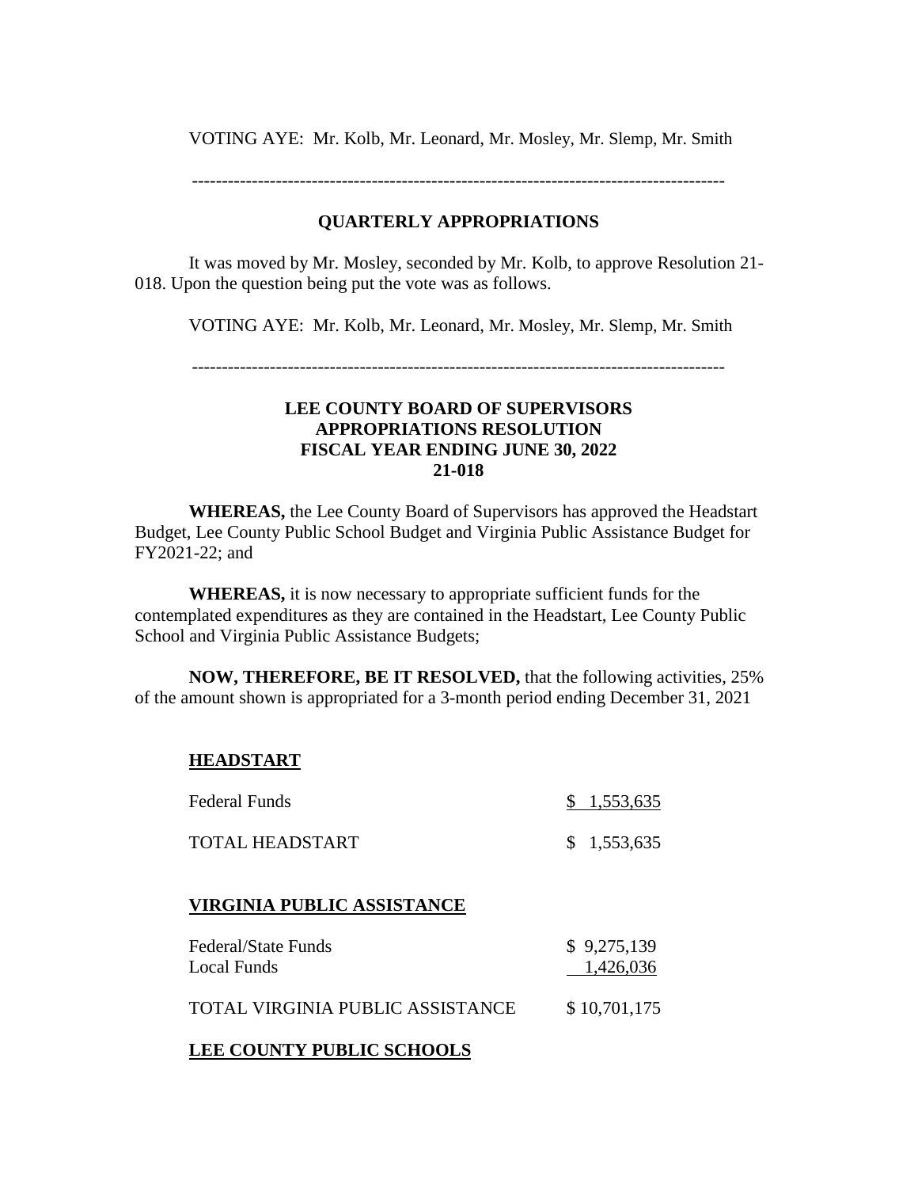VOTING AYE: Mr. Kolb, Mr. Leonard, Mr. Mosley, Mr. Slemp, Mr. Smith

---

## QUARTERLY APPROPRIATIONS

It was moved by Mr. Mosley, seconded by Mr. Kolb, to approve Resolution 21-018. Upon the question being put the vote was as follows.

VOTING AYE: Mr. Kolb, Mr. Leonard, Mr. Mosley, Mr. Slemp, Mr. Smith

---

**LEE COUNTY BOARD OF SUPERVISORS**
**APPROPRIATIONS RESOLUTION**
**FISCAL YEAR ENDING JUNE 30, 2022**
**21-018**

**WHEREAS,** the Lee County Board of Supervisors has approved the Headstart Budget, Lee County Public School Budget and Virginia Public Assistance Budget for FY2021-22; and

**WHEREAS,** it is now necessary to appropriate sufficient funds for the contemplated expenditures as they are contained in the Headstart, Lee County Public School and Virginia Public Assistance Budgets;

**NOW, THEREFORE, BE IT RESOLVED,** that the following activities, 25% of the amount shown is appropriated for a 3-month period ending December 31, 2021

**HEADSTART**

| | |
|---|---|
| Federal Funds | $ 1,553,635 |
| TOTAL HEADSTART | $ 1,553,635 |

**VIRGINIA PUBLIC ASSISTANCE**

| | |
|---|---|
| Federal/State Funds | $ 9,275,139 |
| Local Funds | 1,426,036 |
| TOTAL VIRGINIA PUBLIC ASSISTANCE | $ 10,701,175 |

**LEE COUNTY PUBLIC SCHOOLS**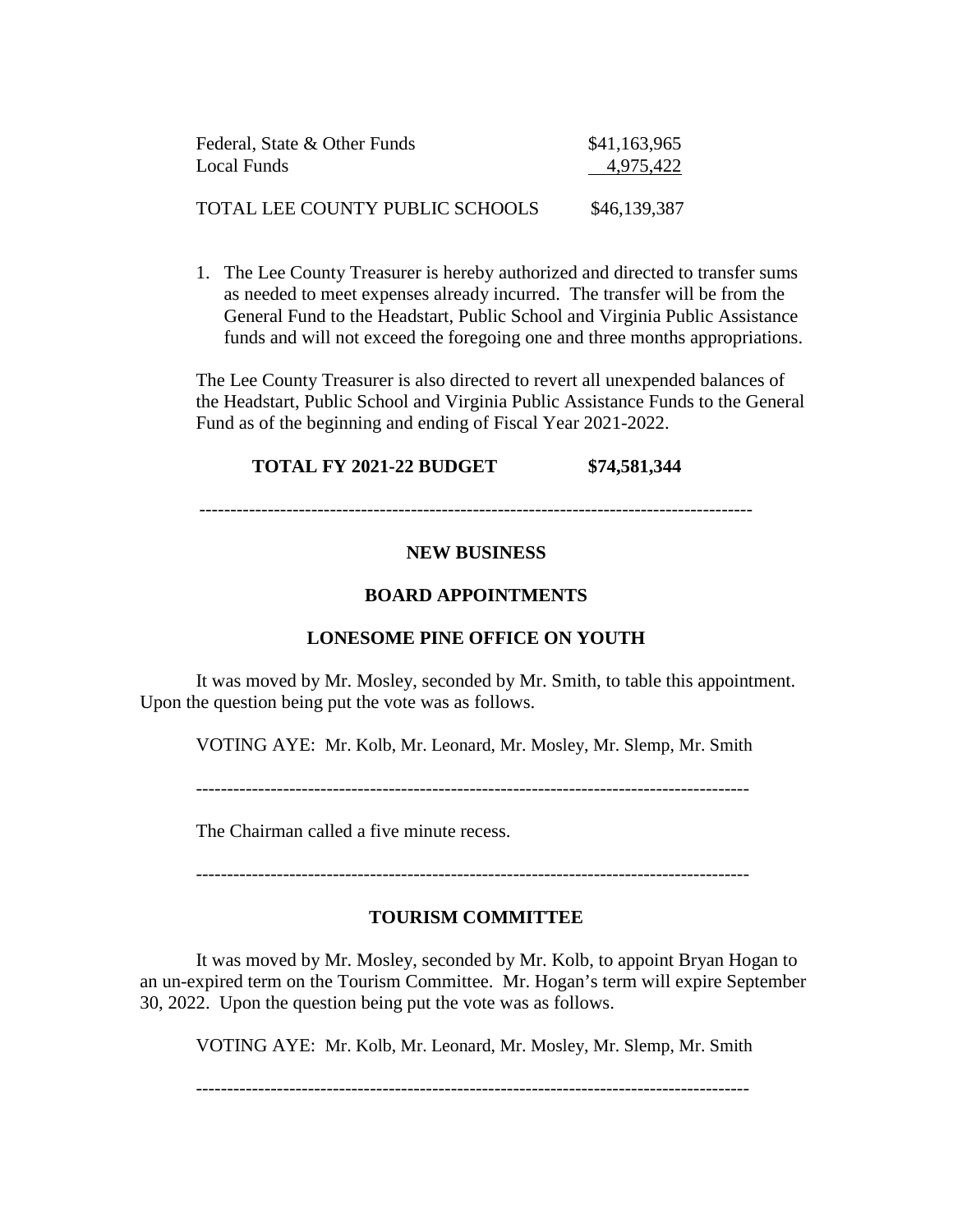| | |
|---|---|
| Federal, State & Other Funds | $41,163,965 |
| Local Funds | 4,975,422 |
| TOTAL LEE COUNTY PUBLIC SCHOOLS | $46,139,387 |

1. The Lee County Treasurer is hereby authorized and directed to transfer sums as needed to meet expenses already incurred. The transfer will be from the General Fund to the Headstart, Public School and Virginia Public Assistance funds and will not exceed the foregoing one and three months appropriations.

The Lee County Treasurer is also directed to revert all unexpended balances of the Headstart, Public School and Virginia Public Assistance Funds to the General Fund as of the beginning and ending of Fiscal Year 2021-2022.

**TOTAL FY 2021-22 BUDGET $74,581,344**

---

**NEW BUSINESS**

**BOARD APPOINTMENTS**

**LONESOME PINE OFFICE ON YOUTH**

It was moved by Mr. Mosley, seconded by Mr. Smith, to table this appointment. Upon the question being put the vote was as follows.

VOTING AYE: Mr. Kolb, Mr. Leonard, Mr. Mosley, Mr. Slemp, Mr. Smith

---

The Chairman called a five minute recess.

---

**TOURISM COMMITTEE**

It was moved by Mr. Mosley, seconded by Mr. Kolb, to appoint Bryan Hogan to an un-expired term on the Tourism Committee. Mr. Hogan's term will expire September 30, 2022. Upon the question being put the vote was as follows.

VOTING AYE: Mr. Kolb, Mr. Leonard, Mr. Mosley, Mr. Slemp, Mr. Smith

---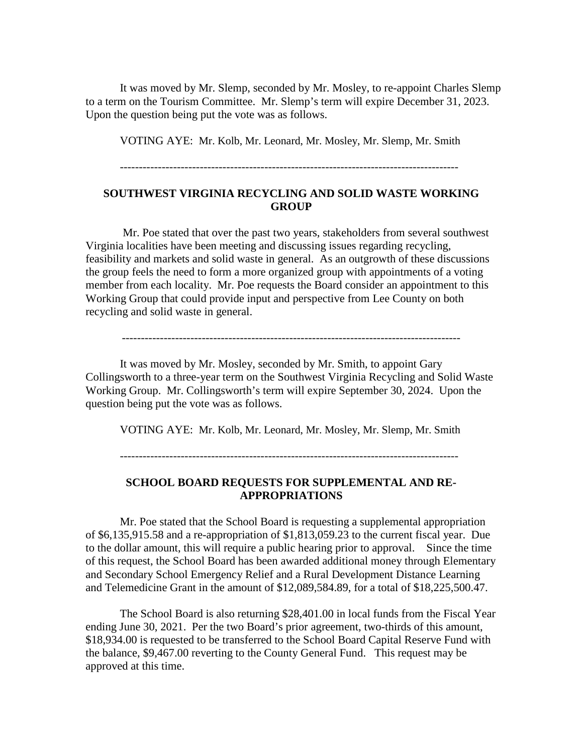It was moved by Mr. Slemp, seconded by Mr. Mosley, to re-appoint Charles Slemp to a term on the Tourism Committee. Mr. Slemp's term will expire December 31, 2023. Upon the question being put the vote was as follows.

VOTING AYE: Mr. Kolb, Mr. Leonard, Mr. Mosley, Mr. Slemp, Mr. Smith

---

**SOUTHWEST VIRGINIA RECYCLING AND SOLID WASTE WORKING GROUP**

Mr. Poe stated that over the past two years, stakeholders from several southwest Virginia localities have been meeting and discussing issues regarding recycling, feasibility and markets and solid waste in general. As an outgrowth of these discussions the group feels the need to form a more organized group with appointments of a voting member from each locality. Mr. Poe requests the Board consider an appointment to this Working Group that could provide input and perspective from Lee County on both recycling and solid waste in general.

---

It was moved by Mr. Mosley, seconded by Mr. Smith, to appoint Gary Collingsworth to a three-year term on the Southwest Virginia Recycling and Solid Waste Working Group. Mr. Collingsworth's term will expire September 30, 2024. Upon the question being put the vote was as follows.

VOTING AYE: Mr. Kolb, Mr. Leonard, Mr. Mosley, Mr. Slemp, Mr. Smith

---

**SCHOOL BOARD REQUESTS FOR SUPPLEMENTAL AND RE-APPROPRIATIONS**

Mr. Poe stated that the School Board is requesting a supplemental appropriation of $6,135,915.58 and a re-appropriation of $1,813,059.23 to the current fiscal year. Due to the dollar amount, this will require a public hearing prior to approval. Since the time of this request, the School Board has been awarded additional money through Elementary and Secondary School Emergency Relief and a Rural Development Distance Learning and Telemedicine Grant in the amount of $12,089,584.89, for a total of $18,225,500.47.

The School Board is also returning $28,401.00 in local funds from the Fiscal Year ending June 30, 2021. Per the two Board's prior agreement, two-thirds of this amount, $18,934.00 is requested to be transferred to the School Board Capital Reserve Fund with the balance, $9,467.00 reverting to the County General Fund. This request may be approved at this time.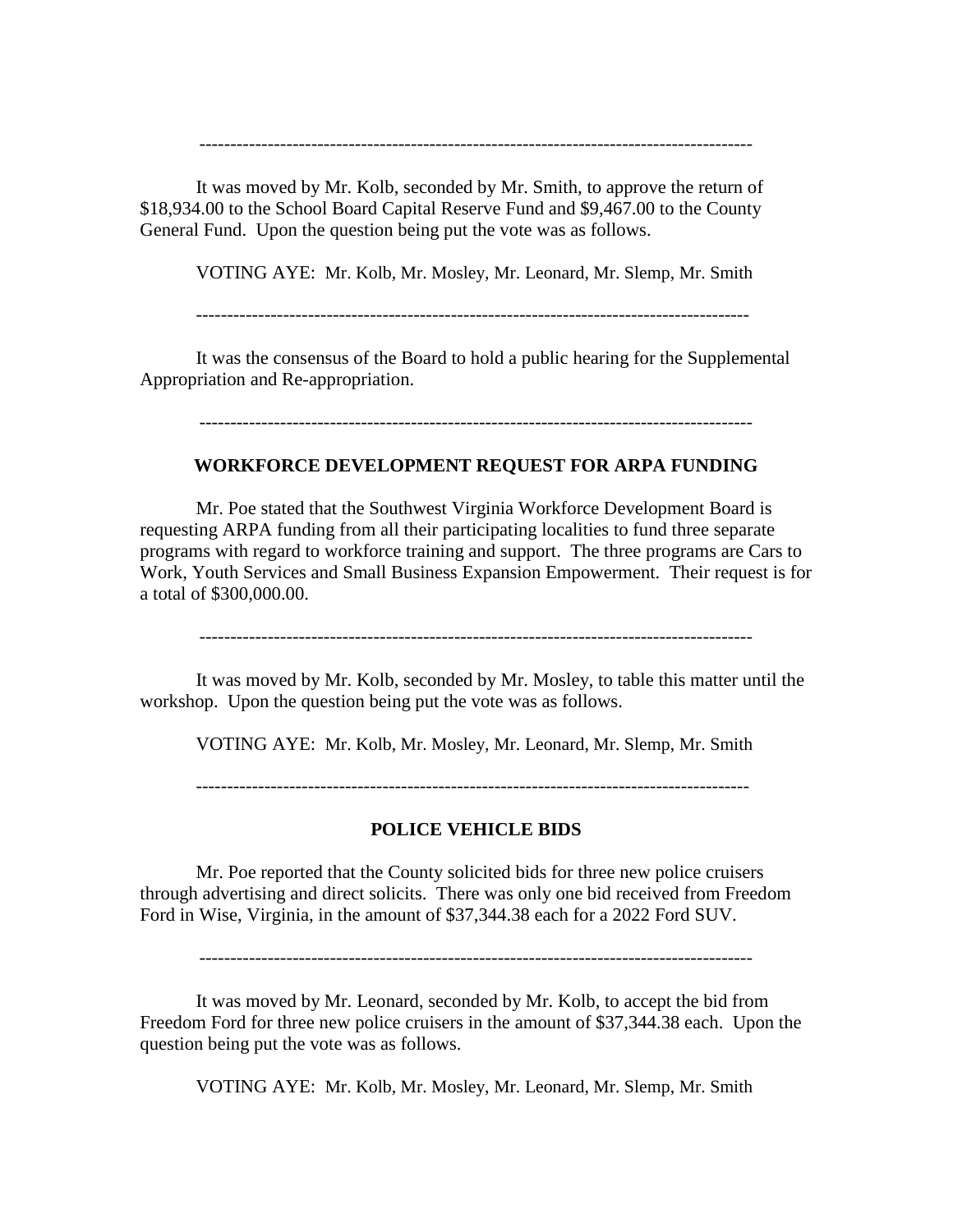---

It was moved by Mr. Kolb, seconded by Mr. Smith, to approve the return of $18,934.00 to the School Board Capital Reserve Fund and $9,467.00 to the County General Fund. Upon the question being put the vote was as follows.

VOTING AYE: Mr. Kolb, Mr. Mosley, Mr. Leonard, Mr. Slemp, Mr. Smith

---

It was the consensus of the Board to hold a public hearing for the Supplemental Appropriation and Re-appropriation.

---

**WORKFORCE DEVELOPMENT REQUEST FOR ARPA FUNDING**

Mr. Poe stated that the Southwest Virginia Workforce Development Board is requesting ARPA funding from all their participating localities to fund three separate programs with regard to workforce training and support. The three programs are Cars to Work, Youth Services and Small Business Expansion Empowerment. Their request is for a total of $300,000.00.

---

It was moved by Mr. Kolb, seconded by Mr. Mosley, to table this matter until the workshop. Upon the question being put the vote was as follows.

VOTING AYE: Mr. Kolb, Mr. Mosley, Mr. Leonard, Mr. Slemp, Mr. Smith

---

**POLICE VEHICLE BIDS**

Mr. Poe reported that the County solicited bids for three new police cruisers through advertising and direct solicits. There was only one bid received from Freedom Ford in Wise, Virginia, in the amount of $37,344.38 each for a 2022 Ford SUV.

---

It was moved by Mr. Leonard, seconded by Mr. Kolb, to accept the bid from Freedom Ford for three new police cruisers in the amount of $37,344.38 each. Upon the question being put the vote was as follows.

VOTING AYE: Mr. Kolb, Mr. Mosley, Mr. Leonard, Mr. Slemp, Mr. Smith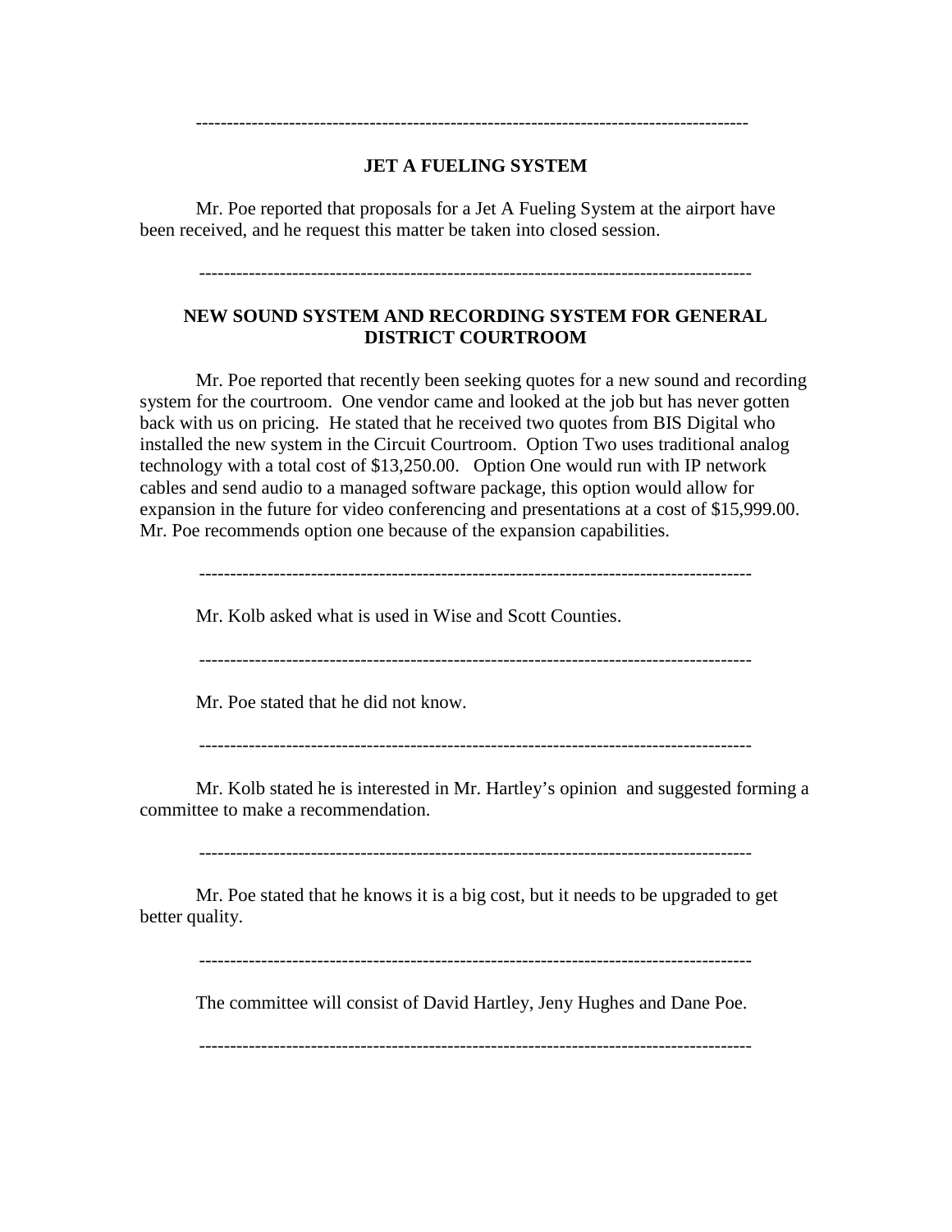---

## JET A FUELING SYSTEM

Mr. Poe reported that proposals for a Jet A Fueling System at the airport have been received, and he request this matter be taken into closed session.

---

## NEW SOUND SYSTEM AND RECORDING SYSTEM FOR GENERAL DISTRICT COURTROOM

Mr. Poe reported that recently been seeking quotes for a new sound and recording system for the courtroom. One vendor came and looked at the job but has never gotten back with us on pricing. He stated that he received two quotes from BIS Digital who installed the new system in the Circuit Courtroom. Option Two uses traditional analog technology with a total cost of $13,250.00. Option One would run with IP network cables and send audio to a managed software package, this option would allow for expansion in the future for video conferencing and presentations at a cost of $15,999.00. Mr. Poe recommends option one because of the expansion capabilities.

---

Mr. Kolb asked what is used in Wise and Scott Counties.

---

Mr. Poe stated that he did not know.

---

Mr. Kolb stated he is interested in Mr. Hartley's opinion and suggested forming a committee to make a recommendation.

---

Mr. Poe stated that he knows it is a big cost, but it needs to be upgraded to get better quality.

---

The committee will consist of David Hartley, Jeny Hughes and Dane Poe.

---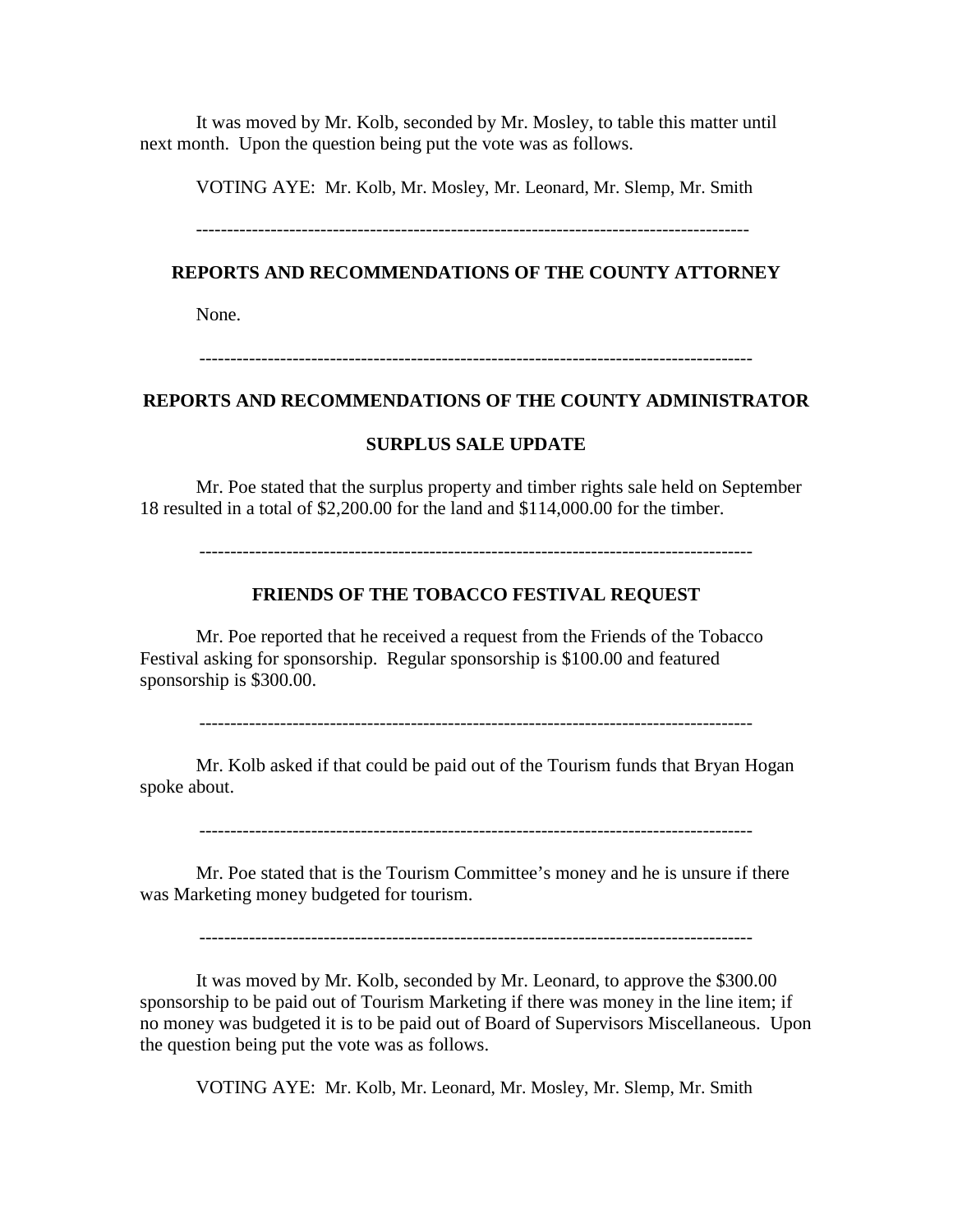It was moved by Mr. Kolb, seconded by Mr. Mosley, to table this matter until next month. Upon the question being put the vote was as follows.

VOTING AYE: Mr. Kolb, Mr. Mosley, Mr. Leonard, Mr. Slemp, Mr. Smith

---

## REPORTS AND RECOMMENDATIONS OF THE COUNTY ATTORNEY

None.

---

## REPORTS AND RECOMMENDATIONS OF THE COUNTY ADMINISTRATOR

### SURPLUS SALE UPDATE

Mr. Poe stated that the surplus property and timber rights sale held on September 18 resulted in a total of $2,200.00 for the land and $114,000.00 for the timber.

---

### FRIENDS OF THE TOBACCO FESTIVAL REQUEST

Mr. Poe reported that he received a request from the Friends of the Tobacco Festival asking for sponsorship. Regular sponsorship is $100.00 and featured sponsorship is $300.00.

---

Mr. Kolb asked if that could be paid out of the Tourism funds that Bryan Hogan spoke about.

---

Mr. Poe stated that is the Tourism Committee's money and he is unsure if there was Marketing money budgeted for tourism.

---

It was moved by Mr. Kolb, seconded by Mr. Leonard, to approve the $300.00 sponsorship to be paid out of Tourism Marketing if there was money in the line item; if no money was budgeted it is to be paid out of Board of Supervisors Miscellaneous. Upon the question being put the vote was as follows.

VOTING AYE: Mr. Kolb, Mr. Leonard, Mr. Mosley, Mr. Slemp, Mr. Smith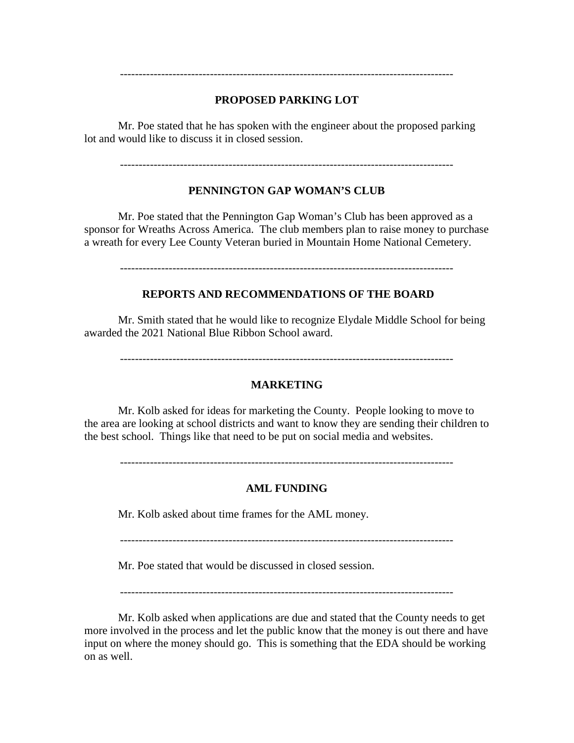---

**PROPOSED PARKING LOT**

Mr. Poe stated that he has spoken with the engineer about the proposed parking lot and would like to discuss it in closed session.

---

**PENNINGTON GAP WOMAN'S CLUB**

Mr. Poe stated that the Pennington Gap Woman's Club has been approved as a sponsor for Wreaths Across America. The club members plan to raise money to purchase a wreath for every Lee County Veteran buried in Mountain Home National Cemetery.

---

**REPORTS AND RECOMMENDATIONS OF THE BOARD**

Mr. Smith stated that he would like to recognize Elydale Middle School for being awarded the 2021 National Blue Ribbon School award.

---

**MARKETING**

Mr. Kolb asked for ideas for marketing the County. People looking to move to the area are looking at school districts and want to know they are sending their children to the best school. Things like that need to be put on social media and websites.

---

**AML FUNDING**

Mr. Kolb asked about time frames for the AML money.

---

Mr. Poe stated that would be discussed in closed session.

---

Mr. Kolb asked when applications are due and stated that the County needs to get more involved in the process and let the public know that the money is out there and have input on where the money should go. This is something that the EDA should be working on as well.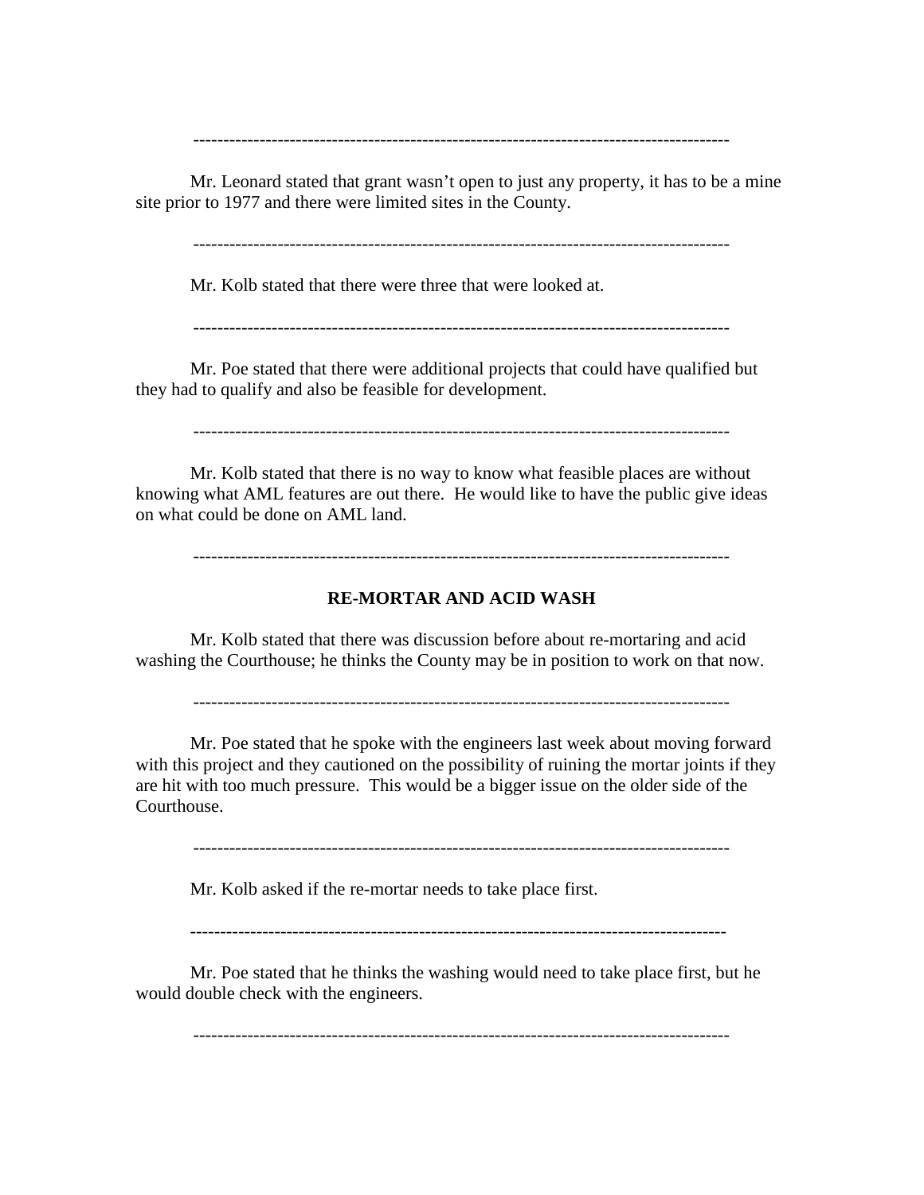------------------------------------------------------------------------------------------

Mr. Leonard stated that grant wasn't open to just any property, it has to be a mine site prior to 1977 and there were limited sites in the County.

------------------------------------------------------------------------------------------

Mr. Kolb stated that there were three that were looked at.

------------------------------------------------------------------------------------------

Mr. Poe stated that there were additional projects that could have qualified but they had to qualify and also be feasible for development.

------------------------------------------------------------------------------------------

Mr. Kolb stated that there is no way to know what feasible places are without knowing what AML features are out there. He would like to have the public give ideas on what could be done on AML land.

------------------------------------------------------------------------------------------

**RE-MORTAR AND ACID WASH**

Mr. Kolb stated that there was discussion before about re-mortaring and acid washing the Courthouse; he thinks the County may be in position to work on that now.

------------------------------------------------------------------------------------------

Mr. Poe stated that he spoke with the engineers last week about moving forward with this project and they cautioned on the possibility of ruining the mortar joints if they are hit with too much pressure. This would be a bigger issue on the older side of the Courthouse.

------------------------------------------------------------------------------------------

Mr. Kolb asked if the re-mortar needs to take place first.

------------------------------------------------------------------------------------------

Mr. Poe stated that he thinks the washing would need to take place first, but he would double check with the engineers.

------------------------------------------------------------------------------------------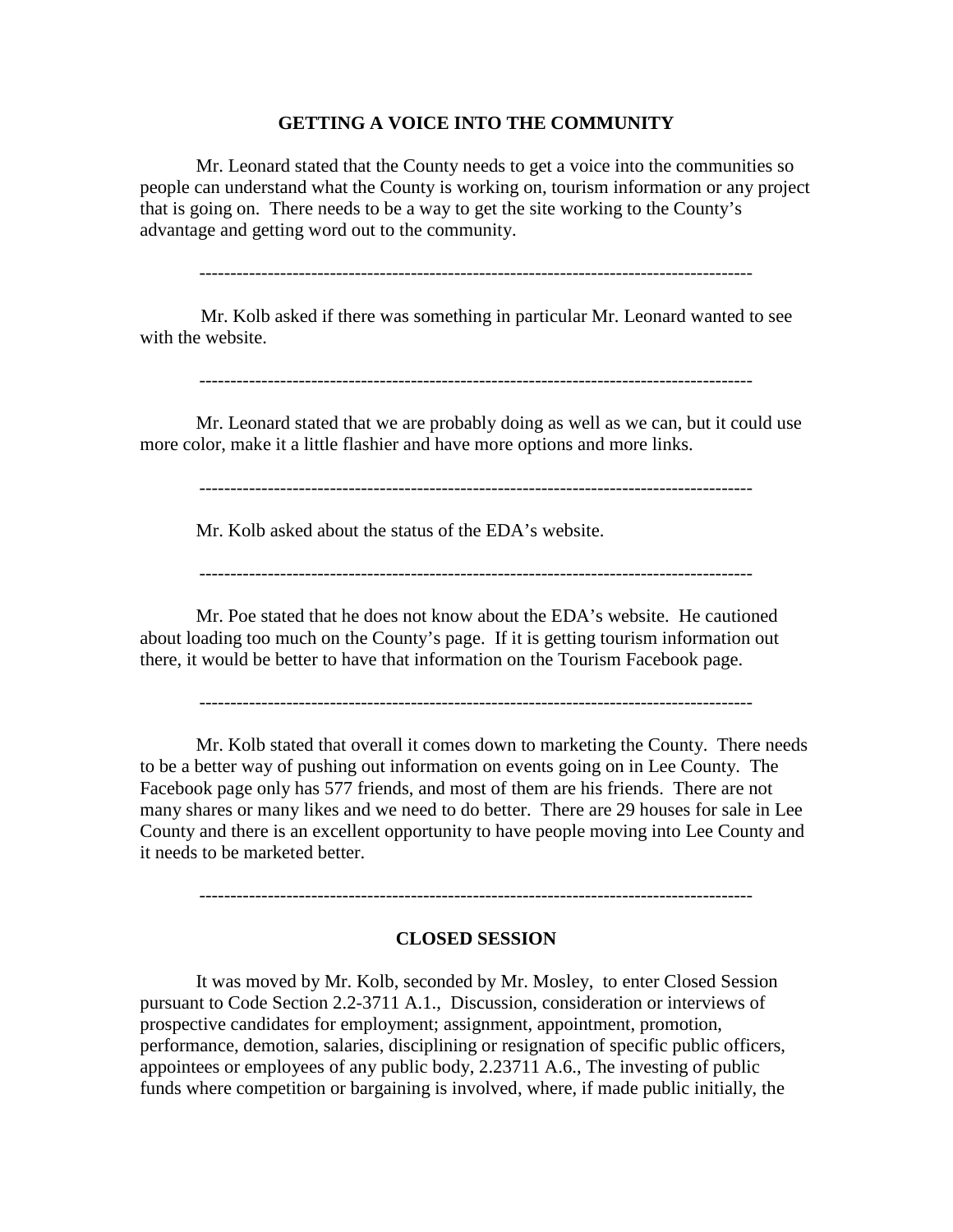## GETTING A VOICE INTO THE COMMUNITY

Mr. Leonard stated that the County needs to get a voice into the communities so people can understand what the County is working on, tourism information or any project that is going on. There needs to be a way to get the site working to the County's advantage and getting word out to the community.

---

Mr. Kolb asked if there was something in particular Mr. Leonard wanted to see with the website.

---

Mr. Leonard stated that we are probably doing as well as we can, but it could use more color, make it a little flashier and have more options and more links.

---

Mr. Kolb asked about the status of the EDA's website.

---

Mr. Poe stated that he does not know about the EDA's website. He cautioned about loading too much on the County's page. If it is getting tourism information out there, it would be better to have that information on the Tourism Facebook page.

---

Mr. Kolb stated that overall it comes down to marketing the County. There needs to be a better way of pushing out information on events going on in Lee County. The Facebook page only has 577 friends, and most of them are his friends. There are not many shares or many likes and we need to do better. There are 29 houses for sale in Lee County and there is an excellent opportunity to have people moving into Lee County and it needs to be marketed better.

---

## CLOSED SESSION

It was moved by Mr. Kolb, seconded by Mr. Mosley, to enter Closed Session pursuant to Code Section 2.2-3711 A.1., Discussion, consideration or interviews of prospective candidates for employment; assignment, appointment, promotion, performance, demotion, salaries, disciplining or resignation of specific public officers, appointees or employees of any public body, 2.23711 A.6., The investing of public funds where competition or bargaining is involved, where, if made public initially, the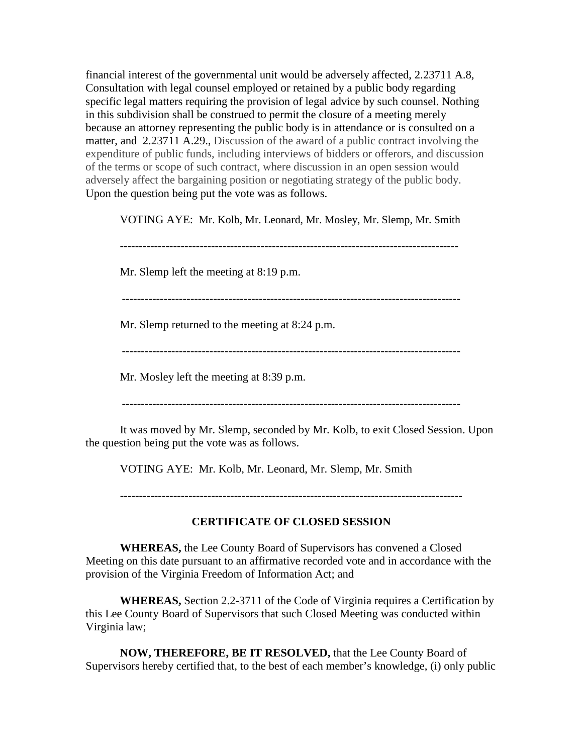financial interest of the governmental unit would be adversely affected, 2.23711 A.8, Consultation with legal counsel employed or retained by a public body regarding specific legal matters requiring the provision of legal advice by such counsel. Nothing in this subdivision shall be construed to permit the closure of a meeting merely because an attorney representing the public body is in attendance or is consulted on a matter, and 2.23711 A.29., Discussion of the award of a public contract involving the expenditure of public funds, including interviews of bidders or offerors, and discussion of the terms or scope of such contract, where discussion in an open session would adversely affect the bargaining position or negotiating strategy of the public body. Upon the question being put the vote was as follows.

VOTING AYE: Mr. Kolb, Mr. Leonard, Mr. Mosley, Mr. Slemp, Mr. Smith

---

Mr. Slemp left the meeting at 8:19 p.m.

---

Mr. Slemp returned to the meeting at 8:24 p.m.

---

Mr. Mosley left the meeting at 8:39 p.m.

---

It was moved by Mr. Slemp, seconded by Mr. Kolb, to exit Closed Session. Upon the question being put the vote was as follows.

VOTING AYE: Mr. Kolb, Mr. Leonard, Mr. Slemp, Mr. Smith

---

**CERTIFICATE OF CLOSED SESSION**

**WHEREAS,** the Lee County Board of Supervisors has convened a Closed Meeting on this date pursuant to an affirmative recorded vote and in accordance with the provision of the Virginia Freedom of Information Act; and

**WHEREAS,** Section 2.2-3711 of the Code of Virginia requires a Certification by this Lee County Board of Supervisors that such Closed Meeting was conducted within Virginia law;

**NOW, THEREFORE, BE IT RESOLVED,** that the Lee County Board of Supervisors hereby certified that, to the best of each member's knowledge, (i) only public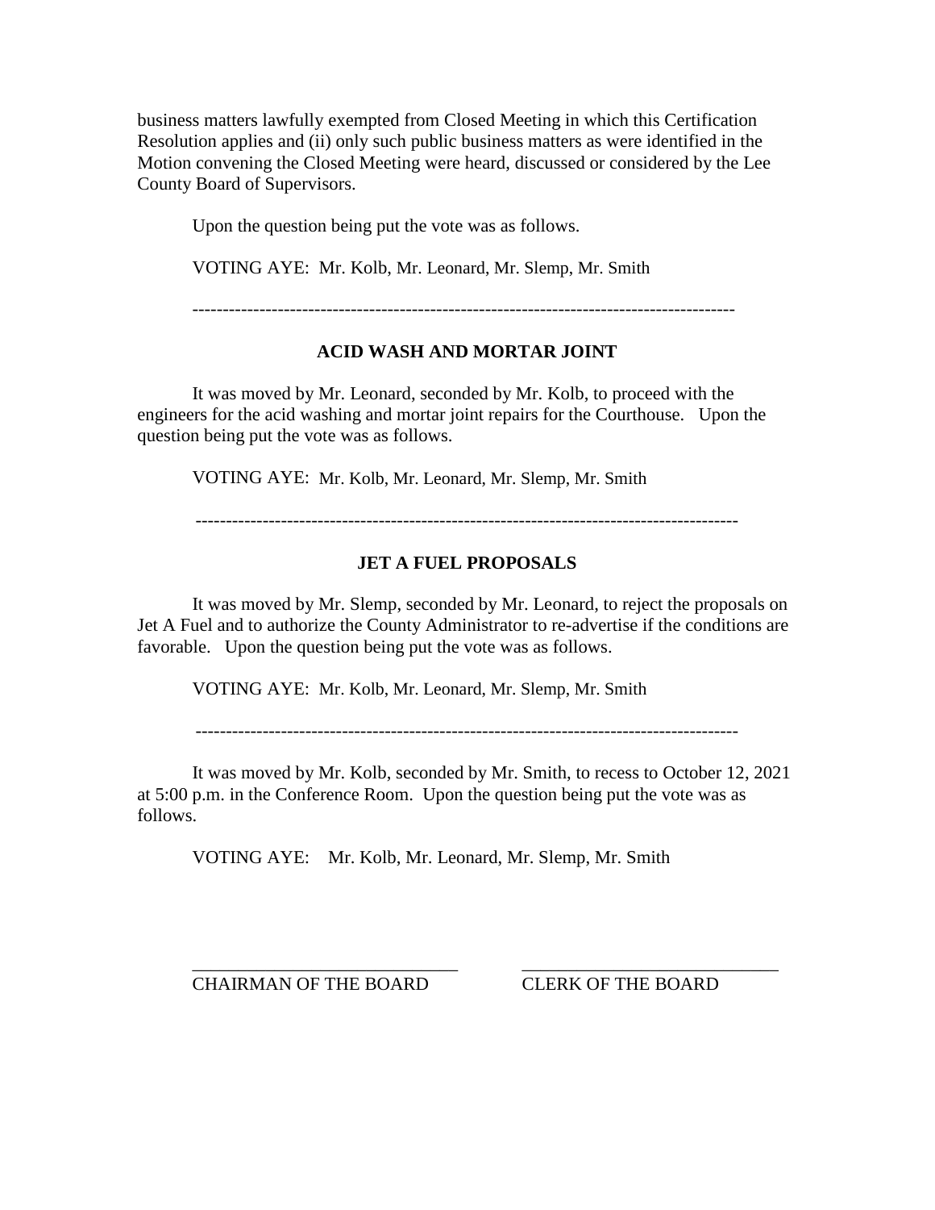business matters lawfully exempted from Closed Meeting in which this Certification Resolution applies and (ii) only such public business matters as were identified in the Motion convening the Closed Meeting were heard, discussed or considered by the Lee County Board of Supervisors.

Upon the question being put the vote was as follows.

VOTING AYE: Mr. Kolb, Mr. Leonard, Mr. Slemp, Mr. Smith

---

**ACID WASH AND MORTAR JOINT**

It was moved by Mr. Leonard, seconded by Mr. Kolb, to proceed with the engineers for the acid washing and mortar joint repairs for the Courthouse. Upon the question being put the vote was as follows.

VOTING AYE: Mr. Kolb, Mr. Leonard, Mr. Slemp, Mr. Smith

---

**JET A FUEL PROPOSALS**

It was moved by Mr. Slemp, seconded by Mr. Leonard, to reject the proposals on Jet A Fuel and to authorize the County Administrator to re-advertise if the conditions are favorable. Upon the question being put the vote was as follows.

VOTING AYE: Mr. Kolb, Mr. Leonard, Mr. Slemp, Mr. Smith

---

It was moved by Mr. Kolb, seconded by Mr. Smith, to recess to October 12, 2021 at 5:00 p.m. in the Conference Room. Upon the question being put the vote was as follows.

VOTING AYE: Mr. Kolb, Mr. Leonard, Mr. Slemp, Mr. Smith

\_\_\_\_\_\_\_\_\_\_\_\_\_\_\_\_\_\_\_\_\_\_\_\_\_\_\_\_\_\_ \_\_\_\_\_\_\_\_\_\_\_\_\_\_\_\_\_\_\_\_\_\_\_\_\_\_\_\_\_\_
CHAIRMAN OF THE BOARD CLERK OF THE BOARD